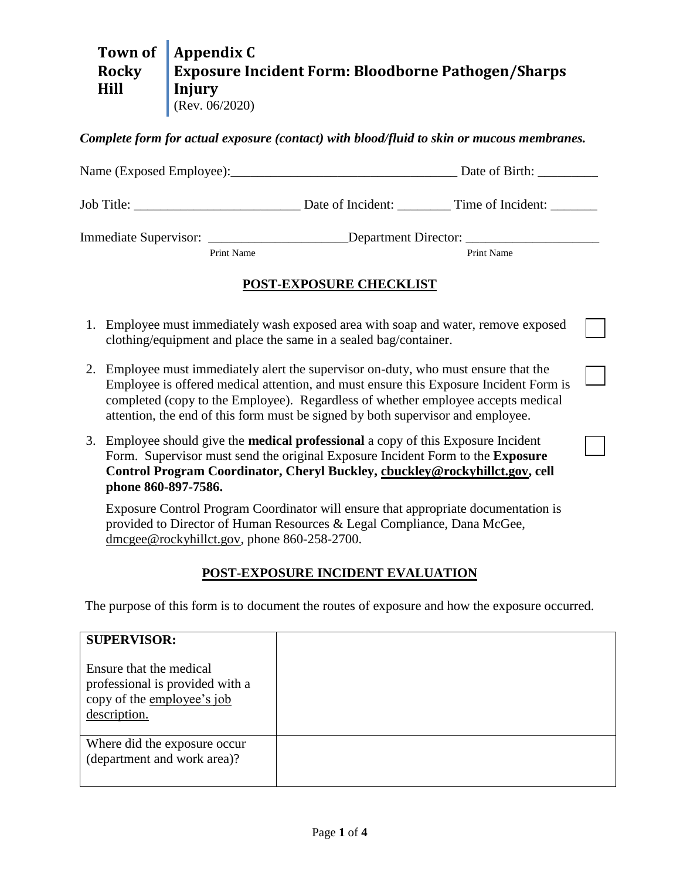**Town of Rocky Hill**

# Appendix C
# Exposure Incident Form: Bloodborne Pathogen/Sharps Injury
(Rev. 06/2020)

***Complete form for actual exposure (contact) with blood/fluid to skin or mucous membranes.***

Name (Exposed Employee):_________________________________ Date of Birth: _________

Job Title: ________________________ Date of Incident: ________ Time of Incident: _______

Immediate Supervisor: ____________________Department Director: ____________________
Print Name Print Name

## POST-EXPOSURE CHECKLIST

1. Employee must immediately wash exposed area with soap and water, remove exposed clothing/equipment and place the same in a sealed bag/container. ☐
2. Employee must immediately alert the supervisor on-duty, who must ensure that the Employee is offered medical attention, and must ensure this Exposure Incident Form is completed (copy to the Employee). Regardless of whether employee accepts medical attention, the end of this form must be signed by both supervisor and employee. ☐
3. Employee should give the **medical professional** a copy of this Exposure Incident Form. Supervisor must send the original Exposure Incident Form to the **Exposure Control Program Coordinator, Cheryl Buckley, cbuckley@rockyhillct.gov, cell phone 860-897-7586.** ☐

   Exposure Control Program Coordinator will ensure that appropriate documentation is provided to Director of Human Resources & Legal Compliance, Dana McGee, dmcgee@rockyhillct.gov, phone 860-258-2700.

## POST-EXPOSURE INCIDENT EVALUATION

The purpose of this form is to document the routes of exposure and how the exposure occurred.

| | |
|---|---|
| **SUPERVISOR:**<br><br>Ensure that the medical professional is provided with a copy of the employee's job description. | |
| Where did the exposure occur (department and work area)? | |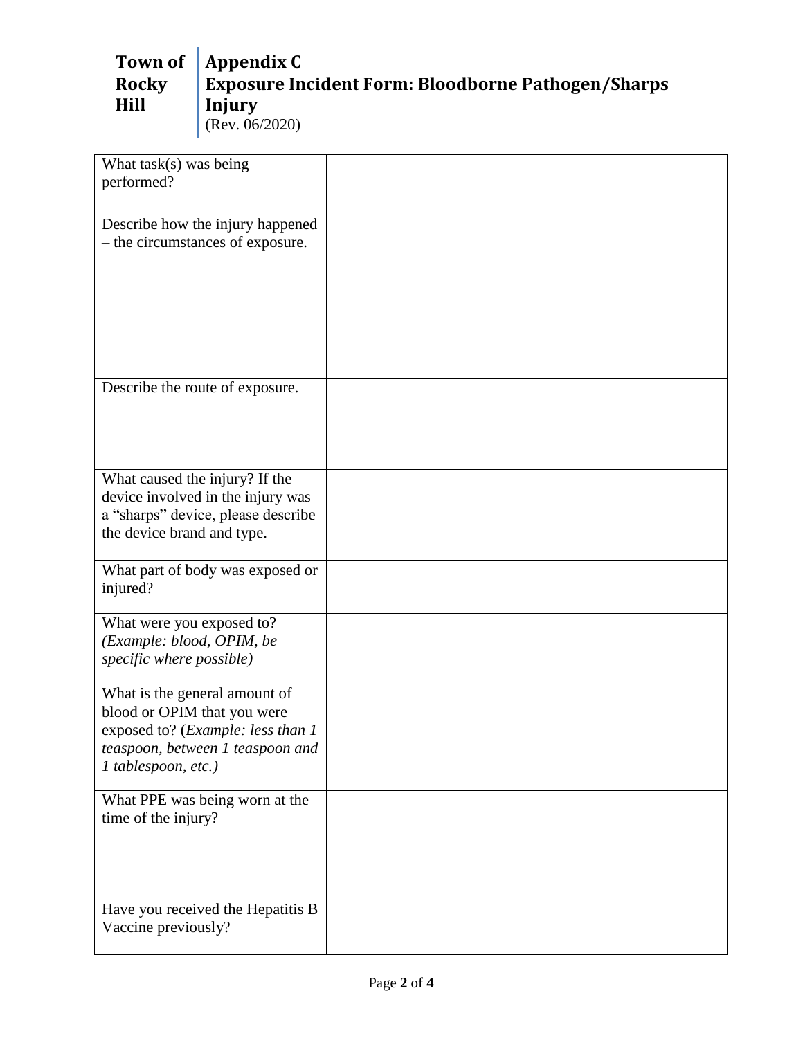**Town of Rocky Hill**

# Appendix C
## Exposure Incident Form: Bloodborne Pathogen/Sharps Injury
(Rev. 06/2020)

| | |
|---|---|
| What task(s) was being performed? | |
| Describe how the injury happened – the circumstances of exposure. | |
| Describe the route of exposure. | |
| What caused the injury? If the device involved in the injury was a "sharps" device, please describe the device brand and type. | |
| What part of body was exposed or injured? | |
| What were you exposed to? *(Example: blood, OPIM, be specific where possible)* | |
| What is the general amount of blood or OPIM that you were exposed to? (*Example: less than 1 teaspoon, between 1 teaspoon and 1 tablespoon, etc.)* | |
| What PPE was being worn at the time of the injury? | |
| Have you received the Hepatitis B Vaccine previously? | |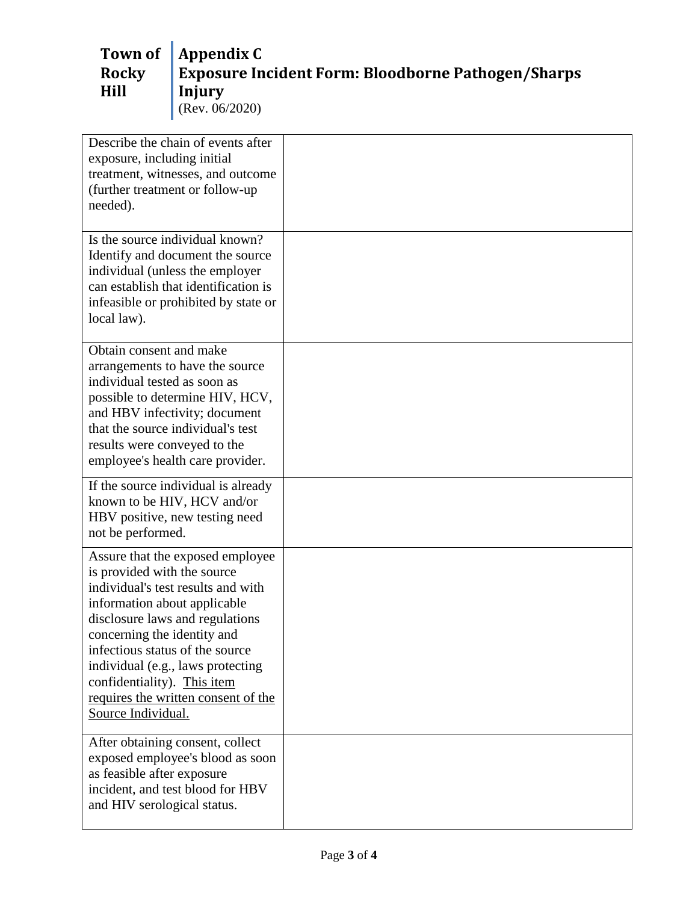| Describe the chain of events after exposure, including initial treatment, witnesses, and outcome (further treatment or follow-up needed). | |
|---|---|
| Is the source individual known? Identify and document the source individual (unless the employer can establish that identification is infeasible or prohibited by state or local law). | |
| Obtain consent and make arrangements to have the source individual tested as soon as possible to determine HIV, HCV, and HBV infectivity; document that the source individual's test results were conveyed to the employee's health care provider. | |
| If the source individual is already known to be HIV, HCV and/or HBV positive, new testing need not be performed. | |
| Assure that the exposed employee is provided with the source individual's test results and with information about applicable disclosure laws and regulations concerning the identity and infectious status of the source individual (e.g., laws protecting confidentiality). <u>This item requires the written consent of the Source Individual.</u> | |
| After obtaining consent, collect exposed employee's blood as soon as feasible after exposure incident, and test blood for HBV and HIV serological status. | |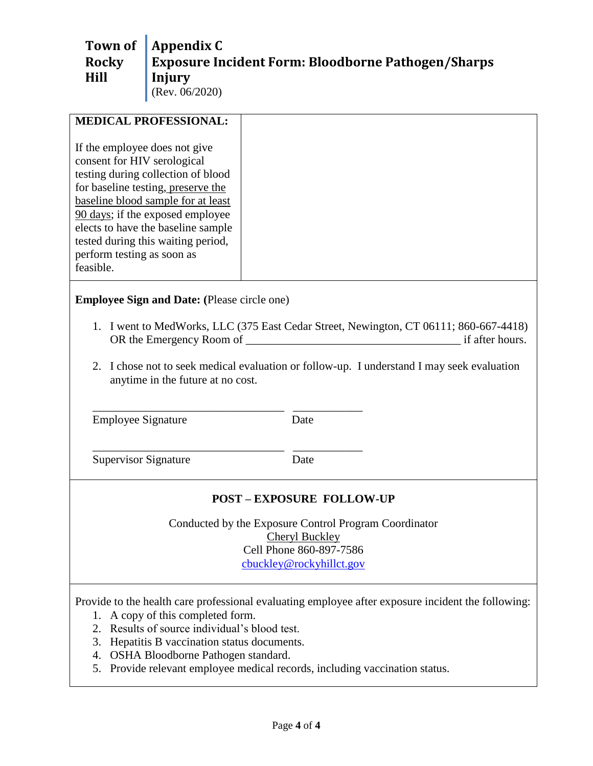**Town of Rocky Hill**

# Appendix C
# Exposure Incident Form: Bloodborne Pathogen/Sharps Injury
(Rev. 06/2020)

| | |
|---|---|
| **MEDICAL PROFESSIONAL:**<br><br>If the employee does not give consent for HIV serological testing during collection of blood for baseline testing, preserve the baseline blood sample for at least 90 days; if the exposed employee elects to have the baseline sample tested during this waiting period, perform testing as soon as feasible. | |

**Employee Sign and Date: (**Please circle one)

1. I went to MedWorks, LLC (375 East Cedar Street, Newington, CT 06111; 860-667-4418) OR the Emergency Room of ____________________________________ if after hours.
2. I chose not to seek medical evaluation or follow-up. I understand I may seek evaluation anytime in the future at no cost.

_________________________________ ____________
Employee Signature Date

_________________________________ ____________
Supervisor Signature Date

**POST – EXPOSURE FOLLOW-UP**

Conducted by the Exposure Control Program Coordinator
Cheryl Buckley
Cell Phone 860-897-7586
cbuckley@rockyhillct.gov

Provide to the health care professional evaluating employee after exposure incident the following:

1. A copy of this completed form.
2. Results of source individual's blood test.
3. Hepatitis B vaccination status documents.
4. OSHA Bloodborne Pathogen standard.
5. Provide relevant employee medical records, including vaccination status.